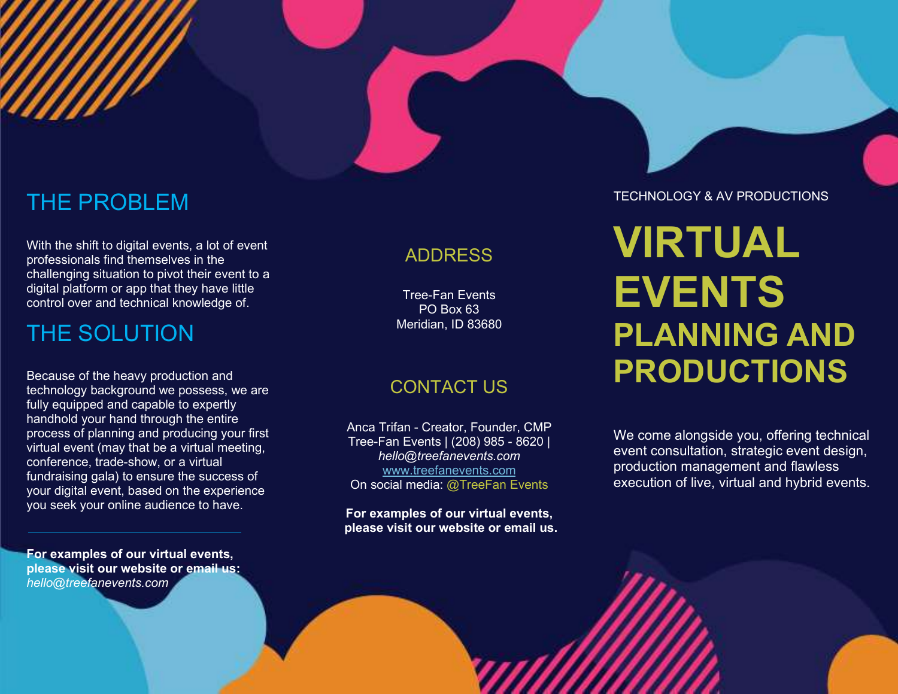## THE PROBLEM

With the shift to digital events, a lot of event professionals find themselves in the challenging situation to pivot their event to a digital platform or app that they have little control over and technical knowledge of.

## THE SOLUTION

Because of the heavy production and technology background we possess, we are fully equipped and capable to expertly handhold your hand through the entire process of planning and producing your first virtual event (may that be a virtual meeting, conference, trade-show, or a virtual fundraising gala) to ensure the success of your digital event, based on the experience you seek your online audience to have.

---

**For examples of our virtual events, please visit our website or email us:**
*hello@treefanevents.com*

## ADDRESS

Tree-Fan Events
PO Box 63
Meridian, ID 83680

## CONTACT US

Anca Trifan - Creator, Founder, CMP
Tree-Fan Events | (208) 985 - 8620 |
*hello@treefanevents.com*
www.treefanevents.com
On social media: @TreeFan Events

**For examples of our virtual events, please visit our website or email us.**

TECHNOLOGY & AV PRODUCTIONS

# VIRTUAL EVENTS

## PLANNING AND PRODUCTIONS

We come alongside you, offering technical event consultation, strategic event design, production management and flawless execution of live, virtual and hybrid events.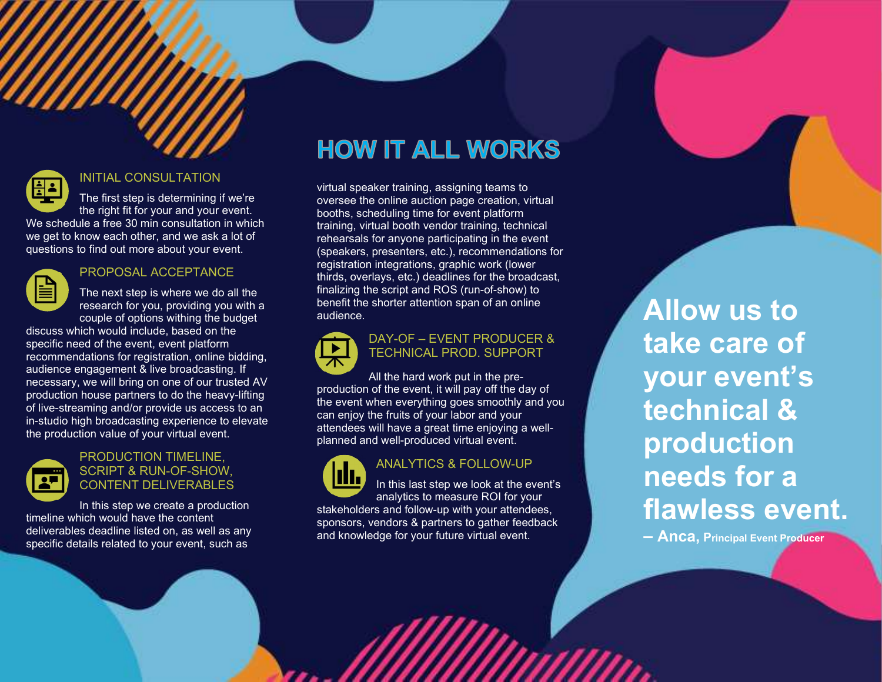# HOW IT ALL WORKS

### INITIAL CONSULTATION

The first step is determining if we're the right fit for your and your event. We schedule a free 30 min consultation in which we get to know each other, and we ask a lot of questions to find out more about your event.

### PROPOSAL ACCEPTANCE

The next step is where we do all the research for you, providing you with a couple of options withing the budget discuss which would include, based on the specific need of the event, event platform recommendations for registration, online bidding, audience engagement & live broadcasting. If necessary, we will bring on one of our trusted AV production house partners to do the heavy-lifting of live-streaming and/or provide us access to an in-studio high broadcasting experience to elevate the production value of your virtual event.

### PRODUCTION TIMELINE, SCRIPT & RUN-OF-SHOW, CONTENT DELIVERABLES

In this step we create a production timeline which would have the content deliverables deadline listed on, as well as any specific details related to your event, such as virtual speaker training, assigning teams to oversee the online auction page creation, virtual booths, scheduling time for event platform training, virtual booth vendor training, technical rehearsals for anyone participating in the event (speakers, presenters, etc.), recommendations for registration integrations, graphic work (lower thirds, overlays, etc.) deadlines for the broadcast, finalizing the script and ROS (run-of-show) to benefit the shorter attention span of an online audience.

### DAY-OF – EVENT PRODUCER & TECHNICAL PROD. SUPPORT

All the hard work put in the pre-production of the event, it will pay off the day of the event when everything goes smoothly and you can enjoy the fruits of your labor and your attendees will have a great time enjoying a well-planned and well-produced virtual event.

### ANALYTICS & FOLLOW-UP

In this last step we look at the event's analytics to measure ROI for your stakeholders and follow-up with your attendees, sponsors, vendors & partners to gather feedback and knowledge for your future virtual event.

**Allow us to take care of your event's technical & production needs for a flawless event.**

**– Anca, Principal Event Producer**